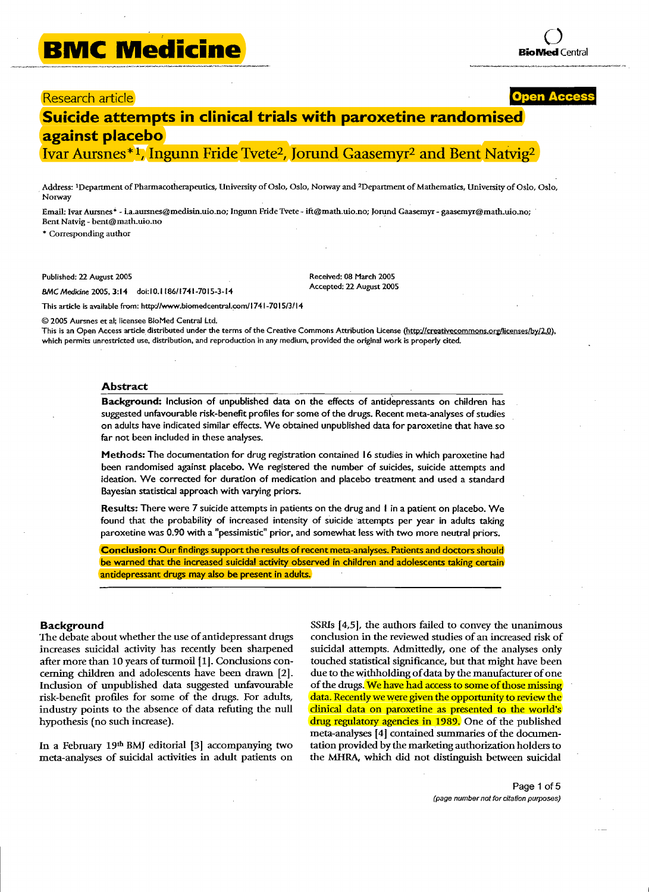# BMC Medicine

Research article

**Open Access**

# Suicide attempts in clinical trials with paroxetine randomised against placebo

Ivar Aursnes*[1], Ingunn Fride Tvete[2], Jorund Gaasemyr[2] and Bent Natvig[2]

Address: [1]Department of Pharmacotherapeutics, University of Oslo, Oslo, Norway and [2]Department of Mathematics, University of Oslo, Oslo, Norway

Email: Ivar Aursnes* - i.a.aursnes@medisin.uio.no; Ingunn Fride Tvete - ift@math.uio.no; Jorund Gaasemyr - gaasemyr@math.uio.no; Bent Natvig - bent@math.uio.no

* Corresponding author

Published: 22 August 2005

*BMC Medicine* 2005, **3**:14 doi:10.1186/1741-7015-3-14

Received: 08 March 2005

Accepted: 22 August 2005

This article is available from: http://www.biomedcentral.com/1741-7015/3/14

© 2005 Aursnes et al; licensee BioMed Central Ltd.

This is an Open Access article distributed under the terms of the Creative Commons Attribution License (http://creativecommons.org/licenses/by/2.0), which permits unrestricted use, distribution, and reproduction in any medium, provided the original work is properly cited.

## Abstract

**Background:** Inclusion of unpublished data on the effects of antidepressants on children has suggested unfavourable risk-benefit profiles for some of the drugs. Recent meta-analyses of studies on adults have indicated similar effects. We obtained unpublished data for paroxetine that have so far not been included in these analyses.

**Methods:** The documentation for drug registration contained 16 studies in which paroxetine had been randomised against placebo. We registered the number of suicides, suicide attempts and ideation. We corrected for duration of medication and placebo treatment and used a standard Bayesian statistical approach with varying priors.

**Results:** There were 7 suicide attempts in patients on the drug and 1 in a patient on placebo. We found that the probability of increased intensity of suicide attempts per year in adults taking paroxetine was 0.90 with a "pessimistic" prior, and somewhat less with two more neutral priors.

**Conclusion:** Our findings support the results of recent meta-analyses. Patients and doctors should be warned that the increased suicidal activity observed in children and adolescents taking certain antidepressant drugs may also be present in adults.

## Background

The debate about whether the use of antidepressant drugs increases suicidal activity has recently been sharpened after more than 10 years of turmoil [1]. Conclusions concerning children and adolescents have been drawn [2]. Inclusion of unpublished data suggested unfavourable risk-benefit profiles for some of the drugs. For adults, industry points to the absence of data refuting the null hypothesis (no such increase).

In a February 19th BMJ editorial [3] accompanying two meta-analyses of suicidal activities in adult patients on SSRIs [4,5], the authors failed to convey the unanimous conclusion in the reviewed studies of an increased risk of suicidal attempts. Admittedly, one of the analyses only touched statistical significance, but that might have been due to the withholding of data by the manufacturer of one of the drugs. We have had access to some of those missing data. Recently we were given the opportunity to review the clinical data on paroxetine as presented to the world's drug regulatory agencies in 1989. One of the published meta-analyses [4] contained summaries of the documentation provided by the marketing authorization holders to the MHRA, which did not distinguish between suicidal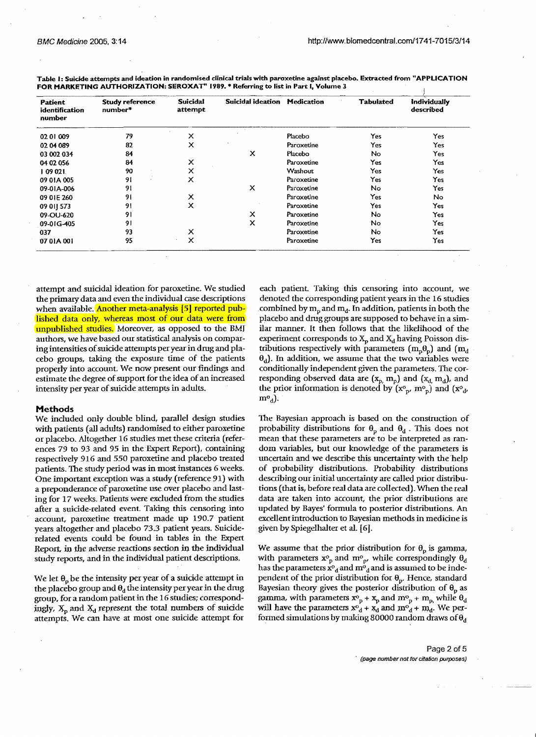**Table 1: Suicide attempts and ideation in randomised clinical trials with paroxetine against placebo. Extracted from "APPLICATION FOR MARKETING AUTHORIZATION: SEROXAT" 1989. * Referring to list in Part I, Volume 3**

| Patient identification number | Study reference number* | Suicidal attempt | Suicidal ideation | Medication | Tabulated | Individually described |
|---|---|---|---|---|---|---|
| 02 01 009 | 79 | X | | Placebo | Yes | Yes |
| 02 04 089 | 82 | X | | Paroxetine | Yes | Yes |
| 03 002 034 | 84 | | X | Placebo | No | Yes |
| 04 02 056 | 84 | X | | Paroxetine | Yes | Yes |
| 1 09 021 | 90 | X | | Washout | Yes | Yes |
| 09 01A 005 | 91 | X | | Paroxetine | Yes | Yes |
| 09-01A-006 | 91 | | X | Paroxetine | No | Yes |
| 09 01E 260 | 91 | X | | Paroxetine | Yes | No |
| 09 01J 573 | 91 | X | | Paroxetine | Yes | Yes |
| 09-OU-620 | 91 | | X | Paroxetine | No | Yes |
| 09-01G-405 | 91 | | X | Paroxetine | No | Yes |
| 037 | 93 | X | | Paroxetine | No | Yes |
| 07 01A 001 | 95 | X | | Paroxetine | Yes | Yes |

attempt and suicidal ideation for paroxetine. We studied the primary data and even the individual case descriptions when available. Another meta-analysis [5] reported published data only, whereas most of our data were from unpublished studies. Moreover, as opposed to the BMJ authors, we have based our statistical analysis on comparing intensities of suicide attempts per year in drug and placebo groups, taking the exposure time of the patients properly into account. We now present our findings and estimate the degree of support for the idea of an increased intensity per year of suicide attempts in adults.

## Methods

We included only double blind, parallel design studies with patients (all adults) randomised to either paroxetine or placebo. Altogether 16 studies met these criteria (references 79 to 93 and 95 in the Expert Report), containing respectively 916 and 550 paroxetine and placebo treated patients. The study period was in most instances 6 weeks. One important exception was a study (reference 91) with a preponderance of paroxetine use over placebo and lasting for 17 weeks. Patients were excluded from the studies after a suicide-related event. Taking this censoring into account, paroxetine treatment made up 190.7 patient years altogether and placebo 73.3 patient years. Suicide-related events could be found in tables in the Expert Report, in the adverse reactions section in the individual study reports, and in the individual patient descriptions.

We let $\theta_p$ be the intensity per year of a suicide attempt in the placebo group and $\theta_d$ the intensity per year in the drug group, for a random patient in the 16 studies; correspondingly, $X_p$ and $X_d$ represent the total numbers of suicide attempts. We can have at most one suicide attempt for each patient. Taking this censoring into account, we denoted the corresponding patient years in the 16 studies combined by $m_p$ and $m_d$. In addition, patients in both the placebo and drug groups are supposed to behave in a similar manner. It then follows that the likelihood of the experiment corresponds to $X_p$ and $X_d$ having Poisson distributions respectively with parameters $(m_p\theta_p)$ and $(m_d \theta_d)$. In addition, we assume that the two variables were conditionally independent given the parameters. The corresponding observed data are $(x_p, m_p)$ and $(x_d, m_d)$, and the prior information is denoted by $(x^o_p, m^o_p)$ and $(x^o_d, m^o_d)$.

The Bayesian approach is based on the construction of probability distributions for $\theta_p$ and $\theta_d$. This does not mean that these parameters are to be interpreted as random variables, but our knowledge of the parameters is uncertain and we describe this uncertainty with the help of probability distributions. Probability distributions describing our initial uncertainty are called prior distributions (that is, before real data are collected). When the real data are taken into account, the prior distributions are updated by Bayes' formula to posterior distributions. An excellent introduction to Bayesian methods in medicine is given by Spiegelhalter et al. [6].

We assume that the prior distribution for $\theta_p$ is gamma, with parameters $x^o_p$ and $m^o_p$, while correspondingly $\theta_d$ has the parameters $x^o_d$ and $m^o_d$ and is assumed to be independent of the prior distribution for $\theta_p$. Hence, standard Bayesian theory gives the posterior distribution of $\theta_p$ as gamma, with parameters $x^o_p + x_p$ and $m^o_p + m_p$, while $\theta_d$ will have the parameters $x^o_d + x_d$ and $m^o_d + m_d$. We performed simulations by making 80000 random draws of $\theta_d$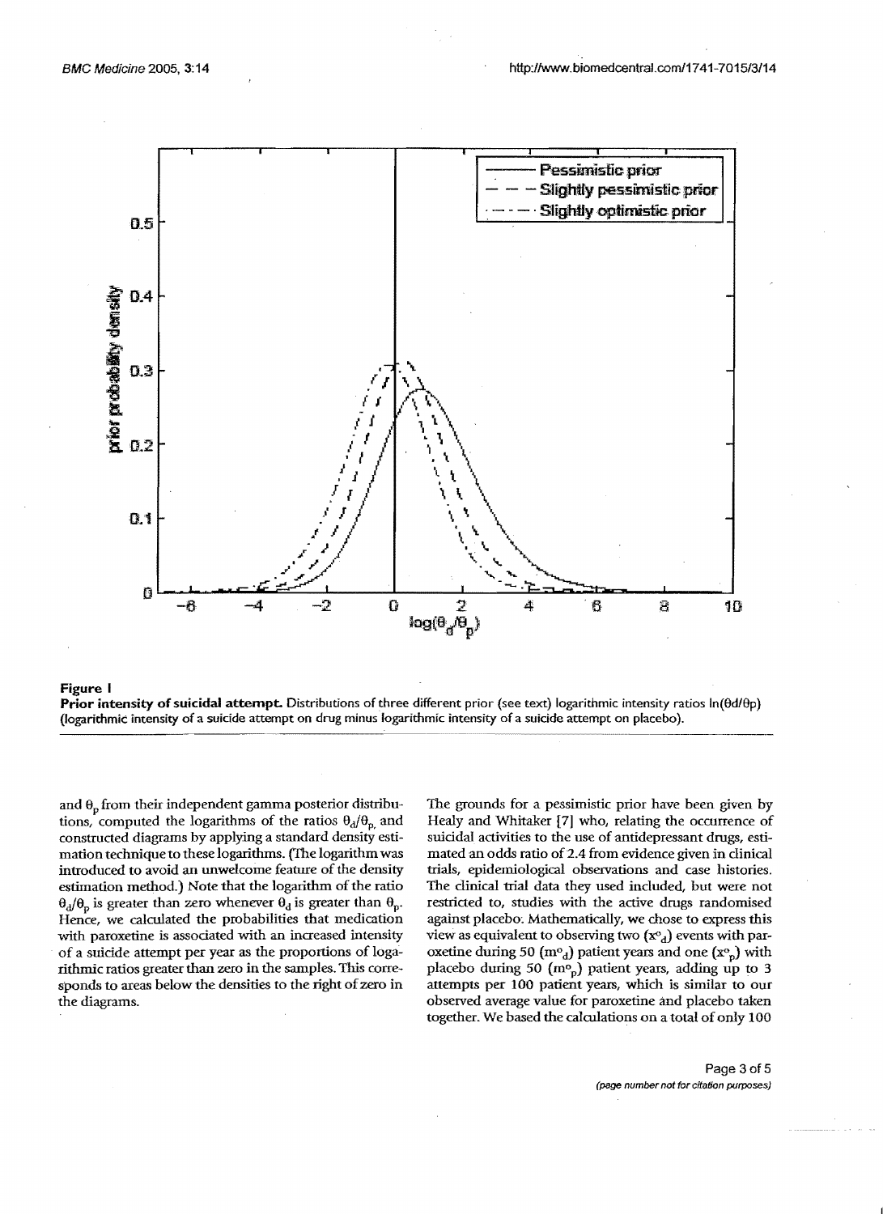Pessimistic prior

Slightly pessimistic prior

Slightly optimistic prior

prior probability density

0.5

0.4

0.3

0.2

0.1

0

−6 −4 −2 0 2 4 6 8 10

$\log(\theta_d/\theta_p)$

**Figure 1**

**Prior intensity of suicidal attempt.** Distributions of three different prior (see text) logarithmic intensity ratios $\ln(\theta d/\theta p)$ (logarithmic intensity of a suicide attempt on drug minus logarithmic intensity of a suicide attempt on placebo).

and $\theta_p$ from their independent gamma posterior distributions, computed the logarithms of the ratios $\theta_d/\theta_p$ and constructed diagrams by applying a standard density estimation technique to these logarithms. (The logarithm was introduced to avoid an unwelcome feature of the density estimation method.) Note that the logarithm of the ratio $\theta_d/\theta_p$ is greater than zero whenever $\theta_d$ is greater than $\theta_p$. Hence, we calculated the probabilities that medication with paroxetine is associated with an increased intensity of a suicide attempt per year as the proportions of logarithmic ratios greater than zero in the samples. This corresponds to areas below the densities to the right of zero in the diagrams.

The grounds for a pessimistic prior have been given by Healy and Whitaker [7] who, relating the occurrence of suicidal activities to the use of antidepressant drugs, estimated an odds ratio of 2.4 from evidence given in clinical trials, epidemiological observations and case histories. The clinical trial data they used included, but were not restricted to, studies with the active drugs randomised against placebo. Mathematically, we chose to express this view as equivalent to observing two ($x^o_d$) events with paroxetine during 50 ($m^o_d$) patient years and one ($x^o_p$) with placebo during 50 ($m^o_p$) patient years, adding up to 3 attempts per 100 patient years, which is similar to our observed average value for paroxetine and placebo taken together. We based the calculations on a total of only 100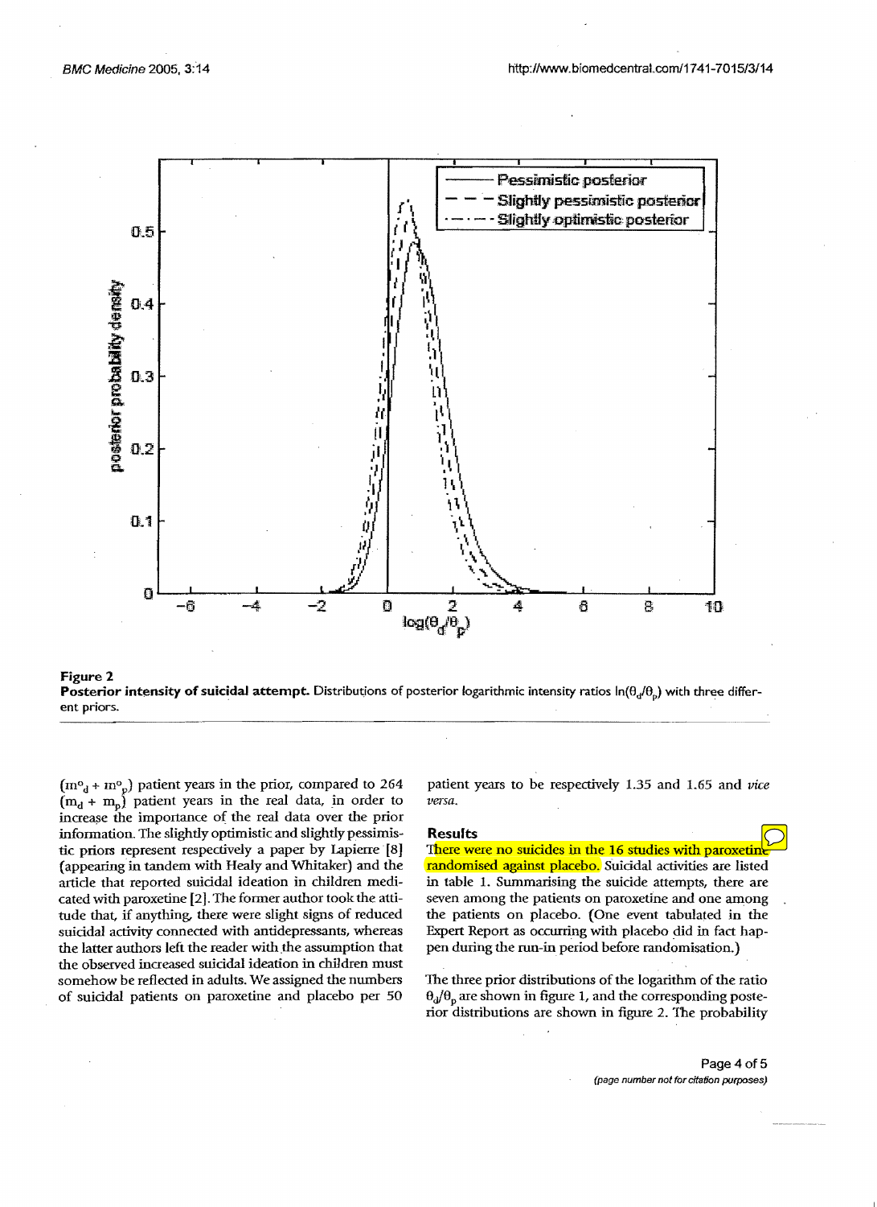Pessimistic posterior

Slightly pessimistic posterior

Slightly optimistic posterior

posterior probability density

0.5

0.4

0.3

0.2

0.1

0

-6

-4

-2

0

2

4

6

8

10

$\log(\theta_d/\theta_p)$

**Figure 2**

**Posterior intensity of suicidal attempt.** Distributions of posterior logarithmic intensity ratios $\ln(\theta_d/\theta_p)$ with three different priors.

$(m^o_d + m^o_p)$ patient years in the prior, compared to 264 $(m_d + m_p)$ patient years in the real data, in order to increase the importance of the real data over the prior information. The slightly optimistic and slightly pessimistic priors represent respectively a paper by Lapierre [8] (appearing in tandem with Healy and Whitaker) and the article that reported suicidal ideation in children medicated with paroxetine [2]. The former author took the attitude that, if anything, there were slight signs of reduced suicidal activity connected with antidepressants, whereas the latter authors left the reader with the assumption that the observed increased suicidal ideation in children must somehow be reflected in adults. We assigned the numbers of suicidal patients on paroxetine and placebo per 50 patient years to be respectively 1.35 and 1.65 and *vice versa*.

## Results

There were no suicides in the 16 studies with paroxetine randomised against placebo. Suicidal activities are listed in table 1. Summarising the suicide attempts, there are seven among the patients on paroxetine and one among the patients on placebo. (One event tabulated in the Expert Report as occurring with placebo did in fact happen during the run-in period before randomisation.)

The three prior distributions of the logarithm of the ratio $\theta_d/\theta_p$ are shown in figure 1, and the corresponding posterior distributions are shown in figure 2. The probability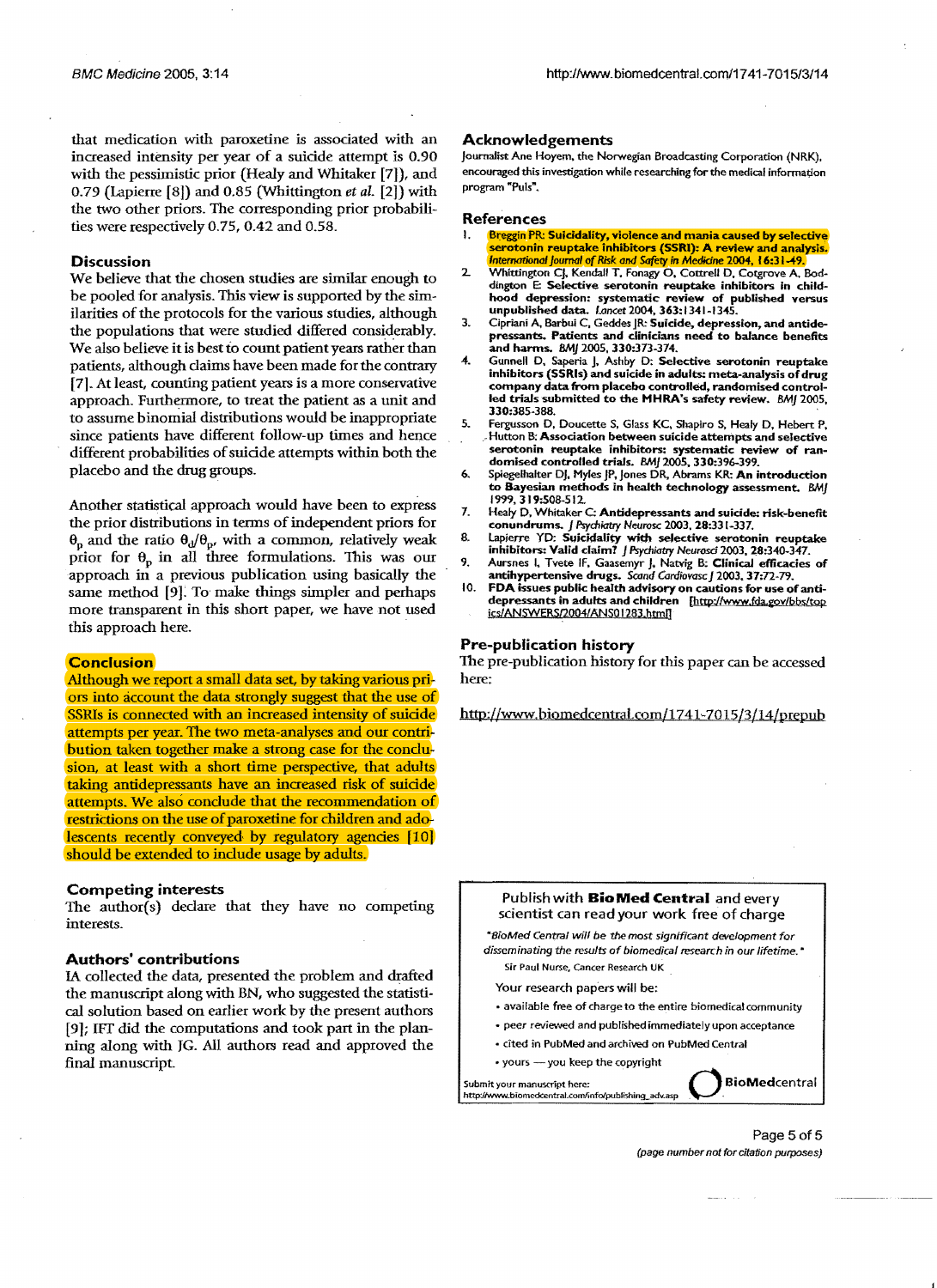that medication with paroxetine is associated with an increased intensity per year of a suicide attempt is 0.90 with the pessimistic prior (Healy and Whitaker [7]), and 0.79 (Lapierre [8]) and 0.85 (Whittington *et al.* [2]) with the two other priors. The corresponding prior probabilities were respectively 0.75, 0.42 and 0.58.

## Discussion

We believe that the chosen studies are similar enough to be pooled for analysis. This view is supported by the similarities of the protocols for the various studies, although the populations that were studied differed considerably. We also believe it is best to count patient years rather than patients, although claims have been made for the contrary [7]. At least, counting patient years is a more conservative approach. Furthermore, to treat the patient as a unit and to assume binomial distributions would be inappropriate since patients have different follow-up times and hence different probabilities of suicide attempts within both the placebo and the drug groups.

Another statistical approach would have been to express the prior distributions in terms of independent priors for $\theta_p$ and the ratio $\theta_d/\theta_p$, with a common, relatively weak prior for $\theta_p$ in all three formulations. This was our approach in a previous publication using basically the same method [9]. To make things simpler and perhaps more transparent in this short paper, we have not used this approach here.

## Conclusion

Although we report a small data set, by taking various priors into account the data strongly suggest that the use of SSRIs is connected with an increased intensity of suicide attempts per year. The two meta-analyses and our contribution taken together make a strong case for the conclusion, at least with a short time perspective, that adults taking antidepressants have an increased risk of suicide attempts. We also conclude that the recommendation of restrictions on the use of paroxetine for children and adolescents recently conveyed by regulatory agencies [10] should be extended to include usage by adults.

## Competing interests

The author(s) declare that they have no competing interests.

## Authors' contributions

IA collected the data, presented the problem and drafted the manuscript along with BN, who suggested the statistical solution based on earlier work by the present authors [9]; IFT did the computations and took part in the planning along with JG. All authors read and approved the final manuscript.

## Acknowledgements

Journalist Ane Hoyem, the Norwegian Broadcasting Corporation (NRK), encouraged this investigation while researching for the medical information program "Puls".

## References

1. Breggin PR: **Suicidality, violence and mania caused by selective serotonin reuptake inhibitors (SSRI): A review and analysis.** *International Journal of Risk and Safety in Medicine* 2004, **16**:31-49.
2. Whittington CJ, Kendall T, Fonagy O, Cottrell D, Cotgrove A, Boddington E: **Selective serotonin reuptake inhibitors in childhood depression: systematic review of published versus unpublished data.** *Lancet* 2004, **363**:1341-1345.
3. Cipriani A, Barbui C, Geddes JR: **Suicide, depression, and antidepressants. Patients and clinicians need to balance benefits and harms.** *BMJ* 2005, **330**:373-374.
4. Gunnell D, Saperia J, Ashby D: **Selective serotonin reuptake inhibitors (SSRIs) and suicide in adults: meta-analysis of drug company data from placebo controlled, randomised controlled trials submitted to the MHRA's safety review.** *BMJ* 2005, **330**:385-388.
5. Fergusson D, Doucette S, Glass KC, Shapiro S, Healy D, Hebert P, Hutton B: **Association between suicide attempts and selective serotonin reuptake inhibitors: systematic review of randomised controlled trials.** *BMJ* 2005, **330**:396-399.
6. Spiegelhalter DJ, Myles JP, Jones DR, Abrams KR: **An introduction to Bayesian methods in health technology assessment.** *BMJ* 1999, **319**:508-512.
7. Healy D, Whitaker C: **Antidepressants and suicide: risk-benefit conundrums.** *J Psychiatry Neurosc* 2003, **28**:331-337.
8. Lapierre YD: **Suicidality with selective serotonin reuptake inhibitors: Valid claim?** *J Psychiatry Neurosci* 2003, **28**:340-347.
9. Aursnes I, Tvete IF, Gaasemyr J, Natvig B: **Clinical efficacies of antihypertensive drugs.** *Scand Cardiovasc J* 2003, **37**:72-79.
10. **FDA issues public health advisory on cautions for use of antidepressants in adults and children** [http://www.fda.gov/bbs/topics/ANSWERS/2004/ANS01283.html]

## Pre-publication history

The pre-publication history for this paper can be accessed here:

http://www.biomedcentral.com/1741-7015/3/14/prepub

Publish with **BioMed Central** and every scientist can read your work free of charge

*"BioMed Central will be the most significant development for disseminating the results of biomedical research in our lifetime."*

Sir Paul Nurse, Cancer Research UK

Your research papers will be:

- available free of charge to the entire biomedical community
- peer reviewed and published immediately upon acceptance
- cited in PubMed and archived on PubMed Central
- yours — you keep the copyright

Submit your manuscript here: http://www.biomedcentral.com/info/publishing_adv.asp

BioMedcentral